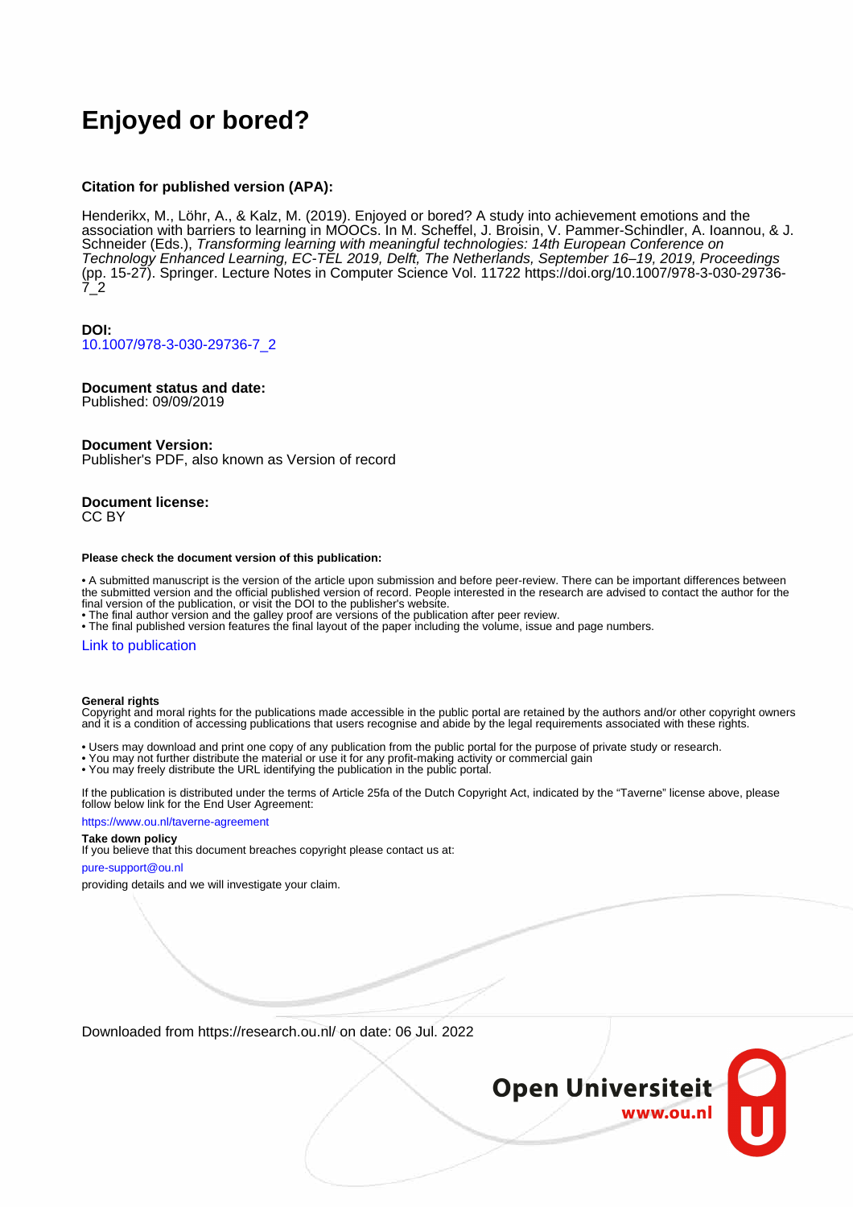# Enjoyed or bored?

**Citation for published version (APA):**

Henderikx, M., Löhr, A., & Kalz, M. (2019). Enjoyed or bored? A study into achievement emotions and the association with barriers to learning in MOOCs. In M. Scheffel, J. Broisin, V. Pammer-Schindler, A. Ioannou, & J. Schneider (Eds.), *Transforming learning with meaningful technologies: 14th European Conference on Technology Enhanced Learning, EC-TEL 2019, Delft, The Netherlands, September 16–19, 2019, Proceedings* (pp. 15-27). Springer. Lecture Notes in Computer Science Vol. 11722 https://doi.org/10.1007/978-3-030-29736-7_2

**DOI:**
10.1007/978-3-030-29736-7_2

**Document status and date:**
Published: 09/09/2019

**Document Version:**
Publisher's PDF, also known as Version of record

**Document license:**
CC BY

**Please check the document version of this publication:**

• A submitted manuscript is the version of the article upon submission and before peer-review. There can be important differences between the submitted version and the official published version of record. People interested in the research are advised to contact the author for the final version of the publication, or visit the DOI to the publisher's website.
• The final author version and the galley proof are versions of the publication after peer review.
• The final published version features the final layout of the paper including the volume, issue and page numbers.

Link to publication

**General rights**
Copyright and moral rights for the publications made accessible in the public portal are retained by the authors and/or other copyright owners and it is a condition of accessing publications that users recognise and abide by the legal requirements associated with these rights.

• Users may download and print one copy of any publication from the public portal for the purpose of private study or research.
• You may not further distribute the material or use it for any profit-making activity or commercial gain
• You may freely distribute the URL identifying the publication in the public portal.

If the publication is distributed under the terms of Article 25fa of the Dutch Copyright Act, indicated by the "Taverne" license above, please follow below link for the End User Agreement:

https://www.ou.nl/taverne-agreement

**Take down policy**
If you believe that this document breaches copyright please contact us at:

pure-support@ou.nl

providing details and we will investigate your claim.

Downloaded from https://research.ou.nl/ on date: 06 Jul. 2022

Open Universiteit
www.ou.nl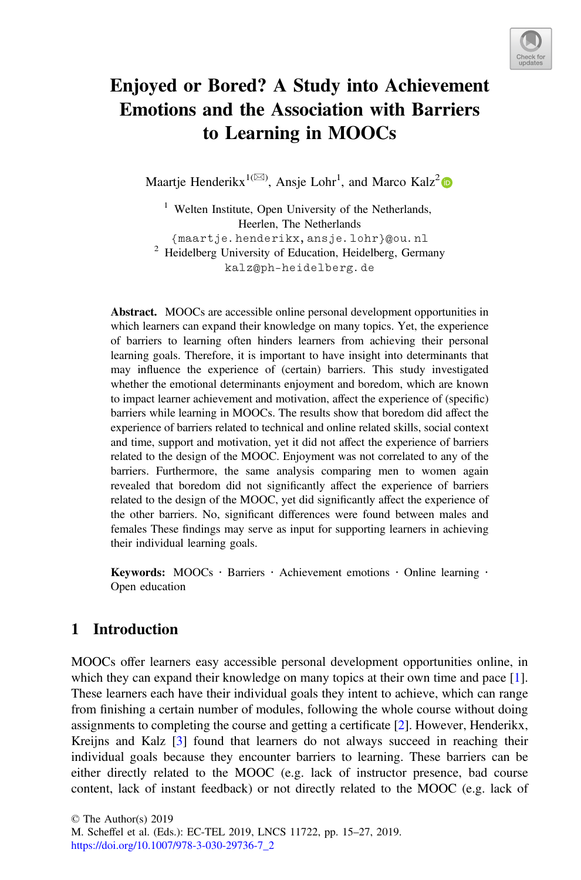# Enjoyed or Bored? A Study into Achievement Emotions and the Association with Barriers to Learning in MOOCs

Maartje Henderikx[1](✉), Ansje Lohr[1], and Marco Kalz[2]

[1] Welten Institute, Open University of the Netherlands, Heerlen, The Netherlands
{maartje.henderikx,ansje.lohr}@ou.nl

[2] Heidelberg University of Education, Heidelberg, Germany
kalz@ph-heidelberg.de

**Abstract.** MOOCs are accessible online personal development opportunities in which learners can expand their knowledge on many topics. Yet, the experience of barriers to learning often hinders learners from achieving their personal learning goals. Therefore, it is important to have insight into determinants that may influence the experience of (certain) barriers. This study investigated whether the emotional determinants enjoyment and boredom, which are known to impact learner achievement and motivation, affect the experience of (specific) barriers while learning in MOOCs. The results show that boredom did affect the experience of barriers related to technical and online related skills, social context and time, support and motivation, yet it did not affect the experience of barriers related to the design of the MOOC. Enjoyment was not correlated to any of the barriers. Furthermore, the same analysis comparing men to women again revealed that boredom did not significantly affect the experience of barriers related to the design of the MOOC, yet did significantly affect the experience of the other barriers. No, significant differences were found between males and females These findings may serve as input for supporting learners in achieving their individual learning goals.

**Keywords:** MOOCs · Barriers · Achievement emotions · Online learning · Open education

## 1 Introduction

MOOCs offer learners easy accessible personal development opportunities online, in which they can expand their knowledge on many topics at their own time and pace [1]. These learners each have their individual goals they intent to achieve, which can range from finishing a certain number of modules, following the whole course without doing assignments to completing the course and getting a certificate [2]. However, Henderikx, Kreijns and Kalz [3] found that learners do not always succeed in reaching their individual goals because they encounter barriers to learning. These barriers can be either directly related to the MOOC (e.g. lack of instructor presence, bad course content, lack of instant feedback) or not directly related to the MOOC (e.g. lack of

© The Author(s) 2019
M. Scheffel et al. (Eds.): EC-TEL 2019, LNCS 11722, pp. 15–27, 2019.
https://doi.org/10.1007/978-3-030-29736-7_2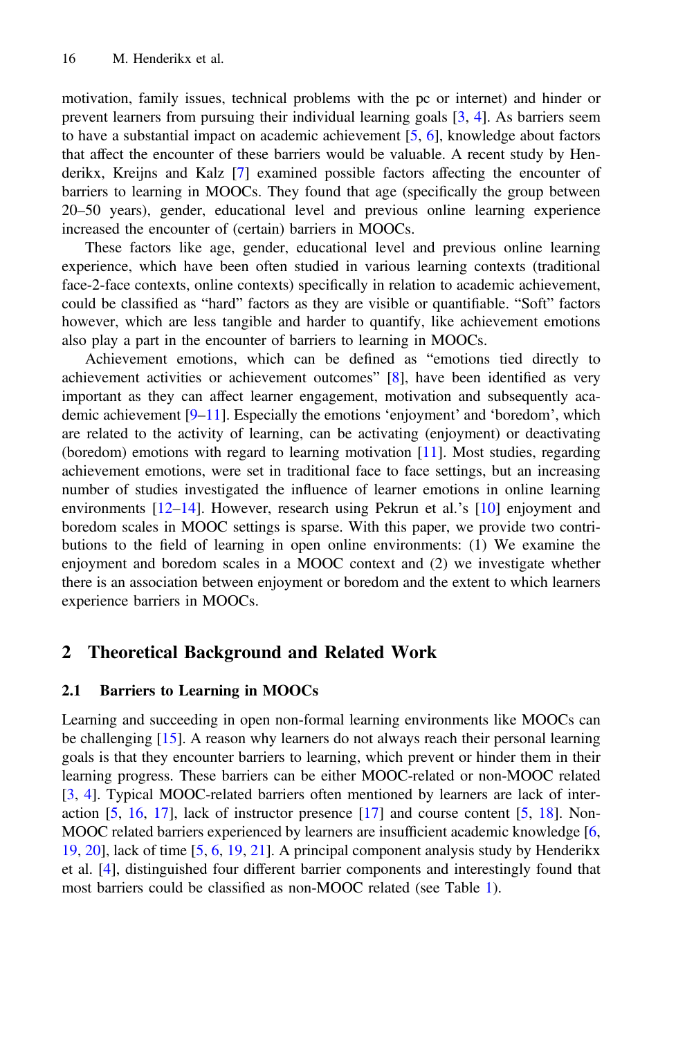motivation, family issues, technical problems with the pc or internet) and hinder or prevent learners from pursuing their individual learning goals [3, 4]. As barriers seem to have a substantial impact on academic achievement [5, 6], knowledge about factors that affect the encounter of these barriers would be valuable. A recent study by Henderikx, Kreijns and Kalz [7] examined possible factors affecting the encounter of barriers to learning in MOOCs. They found that age (specifically the group between 20–50 years), gender, educational level and previous online learning experience increased the encounter of (certain) barriers in MOOCs.

These factors like age, gender, educational level and previous online learning experience, which have been often studied in various learning contexts (traditional face-2-face contexts, online contexts) specifically in relation to academic achievement, could be classified as "hard" factors as they are visible or quantifiable. "Soft" factors however, which are less tangible and harder to quantify, like achievement emotions also play a part in the encounter of barriers to learning in MOOCs.

Achievement emotions, which can be defined as "emotions tied directly to achievement activities or achievement outcomes" [8], have been identified as very important as they can affect learner engagement, motivation and subsequently academic achievement [9–11]. Especially the emotions 'enjoyment' and 'boredom', which are related to the activity of learning, can be activating (enjoyment) or deactivating (boredom) emotions with regard to learning motivation [11]. Most studies, regarding achievement emotions, were set in traditional face to face settings, but an increasing number of studies investigated the influence of learner emotions in online learning environments [12–14]. However, research using Pekrun et al.'s [10] enjoyment and boredom scales in MOOC settings is sparse. With this paper, we provide two contributions to the field of learning in open online environments: (1) We examine the enjoyment and boredom scales in a MOOC context and (2) we investigate whether there is an association between enjoyment or boredom and the extent to which learners experience barriers in MOOCs.

## 2 Theoretical Background and Related Work

### 2.1 Barriers to Learning in MOOCs

Learning and succeeding in open non-formal learning environments like MOOCs can be challenging [15]. A reason why learners do not always reach their personal learning goals is that they encounter barriers to learning, which prevent or hinder them in their learning progress. These barriers can be either MOOC-related or non-MOOC related [3, 4]. Typical MOOC-related barriers often mentioned by learners are lack of interaction [5, 16, 17], lack of instructor presence [17] and course content [5, 18]. Non-MOOC related barriers experienced by learners are insufficient academic knowledge [6, 19, 20], lack of time [5, 6, 19, 21]. A principal component analysis study by Henderikx et al. [4], distinguished four different barrier components and interestingly found that most barriers could be classified as non-MOOC related (see Table 1).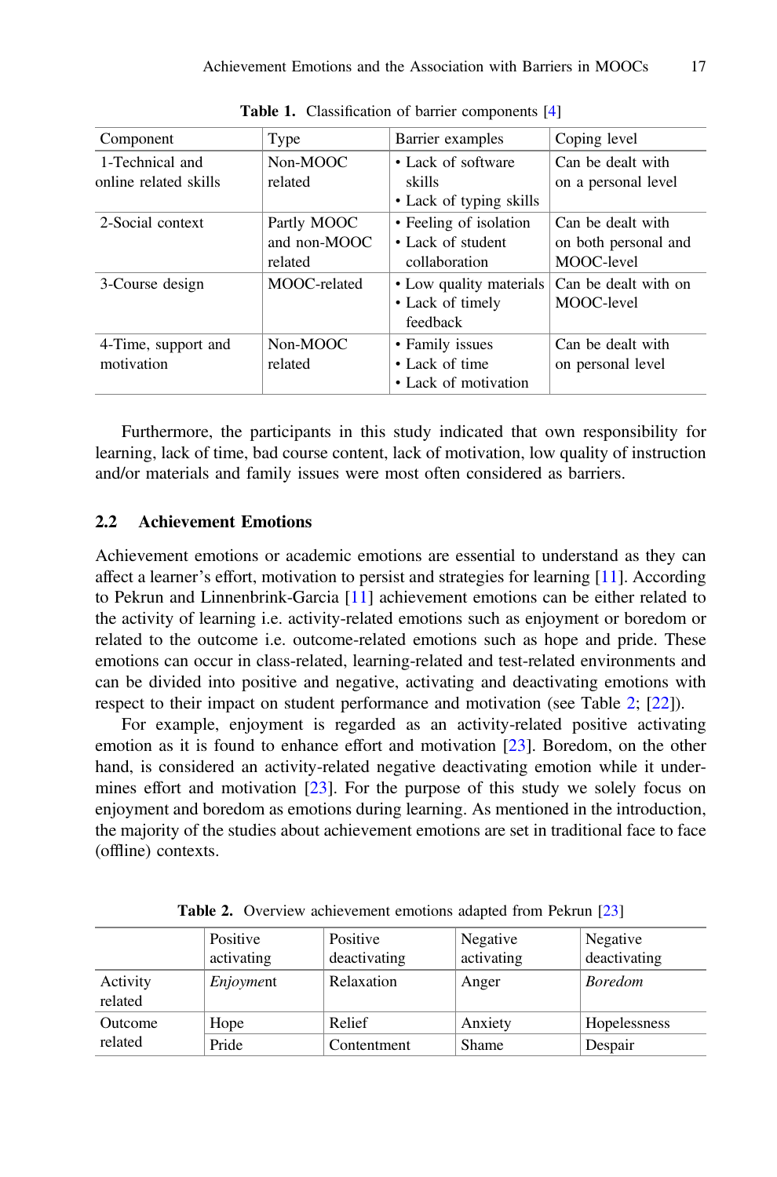**Table 1.** Classification of barrier components [4]

| Component | Type | Barrier examples | Coping level |
|---|---|---|---|
| 1-Technical and online related skills | Non-MOOC related | • Lack of software skills<br>• Lack of typing skills | Can be dealt with on a personal level |
| 2-Social context | Partly MOOC and non-MOOC related | • Feeling of isolation<br>• Lack of student collaboration | Can be dealt with on both personal and MOOC-level |
| 3-Course design | MOOC-related | • Low quality materials<br>• Lack of timely feedback | Can be dealt with on MOOC-level |
| 4-Time, support and motivation | Non-MOOC related | • Family issues<br>• Lack of time<br>• Lack of motivation | Can be dealt with on personal level |

Furthermore, the participants in this study indicated that own responsibility for learning, lack of time, bad course content, lack of motivation, low quality of instruction and/or materials and family issues were most often considered as barriers.

### 2.2 Achievement Emotions

Achievement emotions or academic emotions are essential to understand as they can affect a learner's effort, motivation to persist and strategies for learning [11]. According to Pekrun and Linnenbrink-Garcia [11] achievement emotions can be either related to the activity of learning i.e. activity-related emotions such as enjoyment or boredom or related to the outcome i.e. outcome-related emotions such as hope and pride. These emotions can occur in class-related, learning-related and test-related environments and can be divided into positive and negative, activating and deactivating emotions with respect to their impact on student performance and motivation (see Table 2; [22]).

For example, enjoyment is regarded as an activity-related positive activating emotion as it is found to enhance effort and motivation [23]. Boredom, on the other hand, is considered an activity-related negative deactivating emotion while it undermines effort and motivation [23]. For the purpose of this study we solely focus on enjoyment and boredom as emotions during learning. As mentioned in the introduction, the majority of the studies about achievement emotions are set in traditional face to face (offline) contexts.

**Table 2.** Overview achievement emotions adapted from Pekrun [23]

| | Positive activating | Positive deactivating | Negative activating | Negative deactivating |
|---|---|---|---|---|
| Activity related | *Enjoyment* | Relaxation | Anger | *Boredom* |
| Outcome related | Hope | Relief | Anxiety | Hopelessness |
| | Pride | Contentment | Shame | Despair |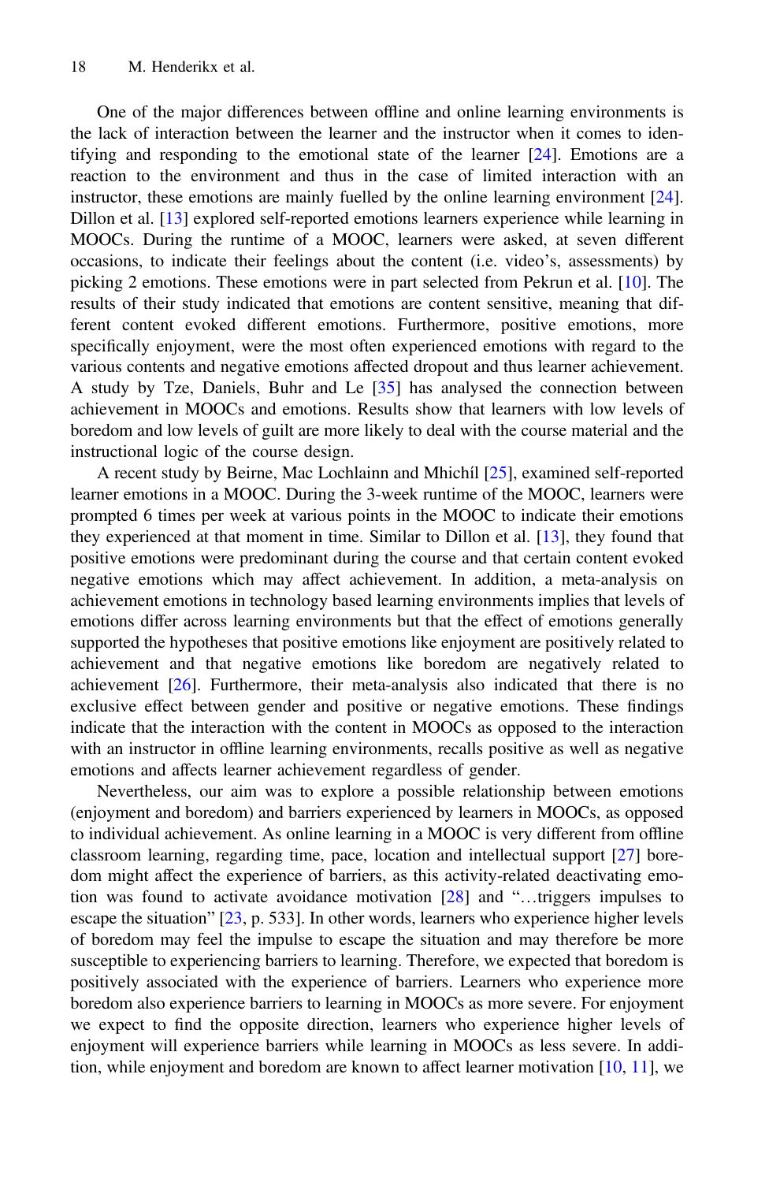One of the major differences between offline and online learning environments is the lack of interaction between the learner and the instructor when it comes to identifying and responding to the emotional state of the learner [24]. Emotions are a reaction to the environment and thus in the case of limited interaction with an instructor, these emotions are mainly fuelled by the online learning environment [24]. Dillon et al. [13] explored self-reported emotions learners experience while learning in MOOCs. During the runtime of a MOOC, learners were asked, at seven different occasions, to indicate their feelings about the content (i.e. video's, assessments) by picking 2 emotions. These emotions were in part selected from Pekrun et al. [10]. The results of their study indicated that emotions are content sensitive, meaning that different content evoked different emotions. Furthermore, positive emotions, more specifically enjoyment, were the most often experienced emotions with regard to the various contents and negative emotions affected dropout and thus learner achievement. A study by Tze, Daniels, Buhr and Le [35] has analysed the connection between achievement in MOOCs and emotions. Results show that learners with low levels of boredom and low levels of guilt are more likely to deal with the course material and the instructional logic of the course design.

A recent study by Beirne, Mac Lochlainn and Mhichíl [25], examined self-reported learner emotions in a MOOC. During the 3-week runtime of the MOOC, learners were prompted 6 times per week at various points in the MOOC to indicate their emotions they experienced at that moment in time. Similar to Dillon et al. [13], they found that positive emotions were predominant during the course and that certain content evoked negative emotions which may affect achievement. In addition, a meta-analysis on achievement emotions in technology based learning environments implies that levels of emotions differ across learning environments but that the effect of emotions generally supported the hypotheses that positive emotions like enjoyment are positively related to achievement and that negative emotions like boredom are negatively related to achievement [26]. Furthermore, their meta-analysis also indicated that there is no exclusive effect between gender and positive or negative emotions. These findings indicate that the interaction with the content in MOOCs as opposed to the interaction with an instructor in offline learning environments, recalls positive as well as negative emotions and affects learner achievement regardless of gender.

Nevertheless, our aim was to explore a possible relationship between emotions (enjoyment and boredom) and barriers experienced by learners in MOOCs, as opposed to individual achievement. As online learning in a MOOC is very different from offline classroom learning, regarding time, pace, location and intellectual support [27] boredom might affect the experience of barriers, as this activity-related deactivating emotion was found to activate avoidance motivation [28] and "…triggers impulses to escape the situation" [23, p. 533]. In other words, learners who experience higher levels of boredom may feel the impulse to escape the situation and may therefore be more susceptible to experiencing barriers to learning. Therefore, we expected that boredom is positively associated with the experience of barriers. Learners who experience more boredom also experience barriers to learning in MOOCs as more severe. For enjoyment we expect to find the opposite direction, learners who experience higher levels of enjoyment will experience barriers while learning in MOOCs as less severe. In addition, while enjoyment and boredom are known to affect learner motivation [10, 11], we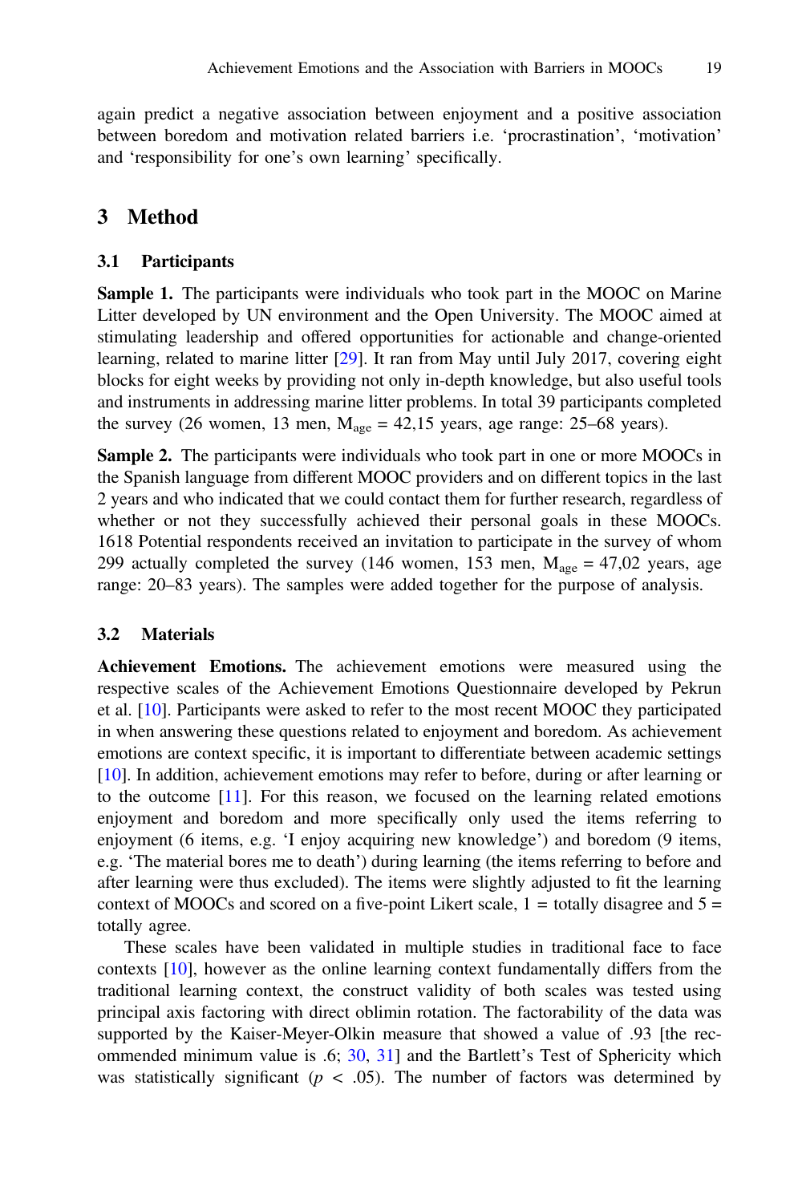again predict a negative association between enjoyment and a positive association between boredom and motivation related barriers i.e. 'procrastination', 'motivation' and 'responsibility for one's own learning' specifically.

## 3 Method

### 3.1 Participants

**Sample 1.** The participants were individuals who took part in the MOOC on Marine Litter developed by UN environment and the Open University. The MOOC aimed at stimulating leadership and offered opportunities for actionable and change-oriented learning, related to marine litter [29]. It ran from May until July 2017, covering eight blocks for eight weeks by providing not only in-depth knowledge, but also useful tools and instruments in addressing marine litter problems. In total 39 participants completed the survey (26 women, 13 men, $M_{age}$ = 42,15 years, age range: 25–68 years).

**Sample 2.** The participants were individuals who took part in one or more MOOCs in the Spanish language from different MOOC providers and on different topics in the last 2 years and who indicated that we could contact them for further research, regardless of whether or not they successfully achieved their personal goals in these MOOCs. 1618 Potential respondents received an invitation to participate in the survey of whom 299 actually completed the survey (146 women, 153 men, $M_{age}$ = 47,02 years, age range: 20–83 years). The samples were added together for the purpose of analysis.

### 3.2 Materials

**Achievement Emotions.** The achievement emotions were measured using the respective scales of the Achievement Emotions Questionnaire developed by Pekrun et al. [10]. Participants were asked to refer to the most recent MOOC they participated in when answering these questions related to enjoyment and boredom. As achievement emotions are context specific, it is important to differentiate between academic settings [10]. In addition, achievement emotions may refer to before, during or after learning or to the outcome [11]. For this reason, we focused on the learning related emotions enjoyment and boredom and more specifically only used the items referring to enjoyment (6 items, e.g. 'I enjoy acquiring new knowledge') and boredom (9 items, e.g. 'The material bores me to death') during learning (the items referring to before and after learning were thus excluded). The items were slightly adjusted to fit the learning context of MOOCs and scored on a five-point Likert scale, 1 = totally disagree and 5 = totally agree.

These scales have been validated in multiple studies in traditional face to face contexts [10], however as the online learning context fundamentally differs from the traditional learning context, the construct validity of both scales was tested using principal axis factoring with direct oblimin rotation. The factorability of the data was supported by the Kaiser-Meyer-Olkin measure that showed a value of .93 [the recommended minimum value is .6; 30, 31] and the Bartlett's Test of Sphericity which was statistically significant ($p < .05$). The number of factors was determined by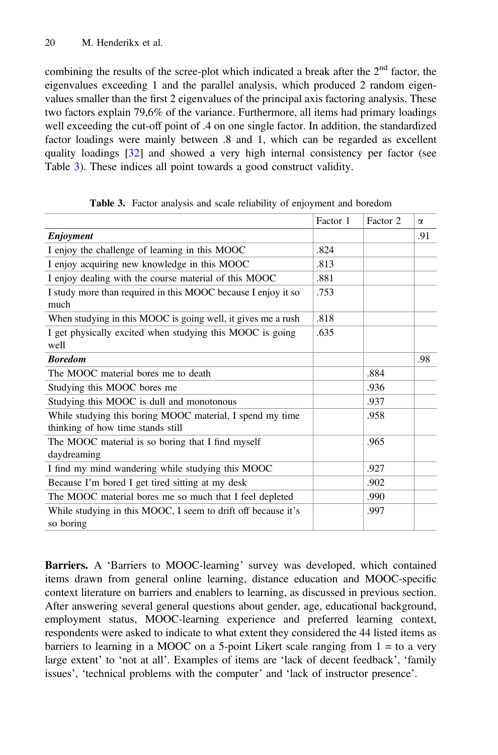combining the results of the scree-plot which indicated a break after the 2nd factor, the eigenvalues exceeding 1 and the parallel analysis, which produced 2 random eigenvalues smaller than the first 2 eigenvalues of the principal axis factoring analysis. These two factors explain 79,6% of the variance. Furthermore, all items had primary loadings well exceeding the cut-off point of .4 on one single factor. In addition, the standardized factor loadings were mainly between .8 and 1, which can be regarded as excellent quality loadings [32] and showed a very high internal consistency per factor (see Table 3). These indices all point towards a good construct validity.

**Table 3.** Factor analysis and scale reliability of enjoyment and boredom

| | Factor 1 | Factor 2 | α |
|---|---|---|---|
| ***Enjoyment*** | | | .91 |
| I enjoy the challenge of learning in this MOOC | .824 | | |
| I enjoy acquiring new knowledge in this MOOC | .813 | | |
| I enjoy dealing with the course material of this MOOC | .881 | | |
| I study more than required in this MOOC because I enjoy it so much | .753 | | |
| When studying in this MOOC is going well, it gives me a rush | .818 | | |
| I get physically excited when studying this MOOC is going well | .635 | | |
| ***Boredom*** | | | .98 |
| The MOOC material bores me to death | | .884 | |
| Studying this MOOC bores me | | .936 | |
| Studying this MOOC is dull and monotonous | | .937 | |
| While studying this boring MOOC material, I spend my time thinking of how time stands still | | .958 | |
| The MOOC material is so boring that I find myself daydreaming | | .965 | |
| I find my mind wandering while studying this MOOC | | .927 | |
| Because I'm bored I get tired sitting at my desk | | .902 | |
| The MOOC material bores me so much that I feel depleted | | .990 | |
| While studying in this MOOC, I seem to drift off because it's so boring | | .997 | |

**Barriers.** A 'Barriers to MOOC-learning' survey was developed, which contained items drawn from general online learning, distance education and MOOC-specific context literature on barriers and enablers to learning, as discussed in previous section. After answering several general questions about gender, age, educational background, employment status, MOOC-learning experience and preferred learning context, respondents were asked to indicate to what extent they considered the 44 listed items as barriers to learning in a MOOC on a 5-point Likert scale ranging from 1 = to a very large extent' to 'not at all'. Examples of items are 'lack of decent feedback', 'family issues', 'technical problems with the computer' and 'lack of instructor presence'.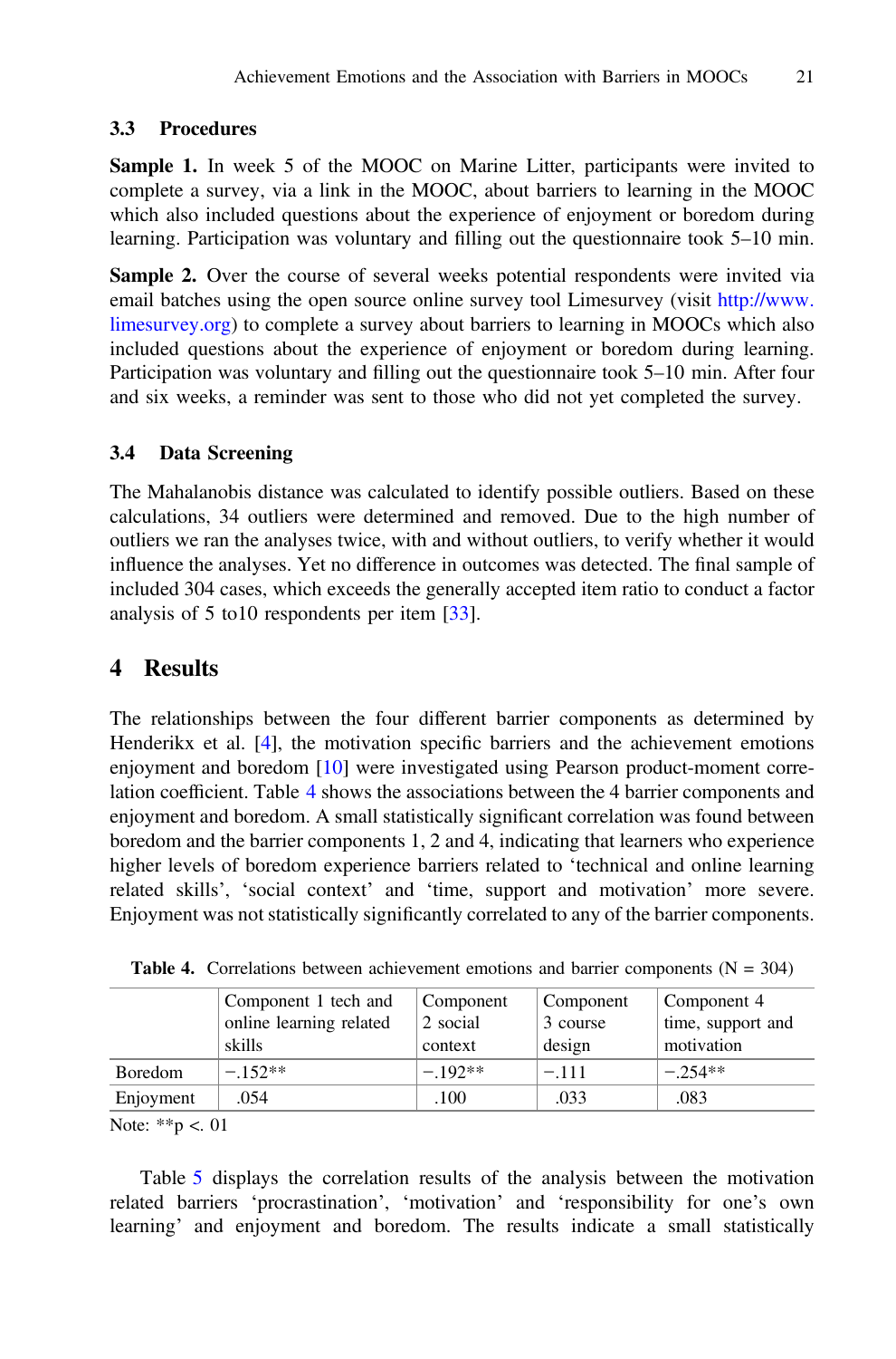### 3.3 Procedures

**Sample 1.** In week 5 of the MOOC on Marine Litter, participants were invited to complete a survey, via a link in the MOOC, about barriers to learning in the MOOC which also included questions about the experience of enjoyment or boredom during learning. Participation was voluntary and filling out the questionnaire took 5–10 min.

**Sample 2.** Over the course of several weeks potential respondents were invited via email batches using the open source online survey tool Limesurvey (visit http://www.limesurvey.org) to complete a survey about barriers to learning in MOOCs which also included questions about the experience of enjoyment or boredom during learning. Participation was voluntary and filling out the questionnaire took 5–10 min. After four and six weeks, a reminder was sent to those who did not yet completed the survey.

### 3.4 Data Screening

The Mahalanobis distance was calculated to identify possible outliers. Based on these calculations, 34 outliers were determined and removed. Due to the high number of outliers we ran the analyses twice, with and without outliers, to verify whether it would influence the analyses. Yet no difference in outcomes was detected. The final sample of included 304 cases, which exceeds the generally accepted item ratio to conduct a factor analysis of 5 to10 respondents per item [33].

## 4 Results

The relationships between the four different barrier components as determined by Henderikx et al. [4], the motivation specific barriers and the achievement emotions enjoyment and boredom [10] were investigated using Pearson product-moment correlation coefficient. Table 4 shows the associations between the 4 barrier components and enjoyment and boredom. A small statistically significant correlation was found between boredom and the barrier components 1, 2 and 4, indicating that learners who experience higher levels of boredom experience barriers related to 'technical and online learning related skills', 'social context' and 'time, support and motivation' more severe. Enjoyment was not statistically significantly correlated to any of the barrier components.

**Table 4.** Correlations between achievement emotions and barrier components (N = 304)

| | Component 1 tech and online learning related skills | Component 2 social context | Component 3 course design | Component 4 time, support and motivation |
|---|---|---|---|---|
| Boredom | −.152** | −.192** | −.111 | −.254** |
| Enjoyment | .054 | .100 | .033 | .083 |

Note: **p <. 01

Table 5 displays the correlation results of the analysis between the motivation related barriers 'procrastination', 'motivation' and 'responsibility for one's own learning' and enjoyment and boredom. The results indicate a small statistically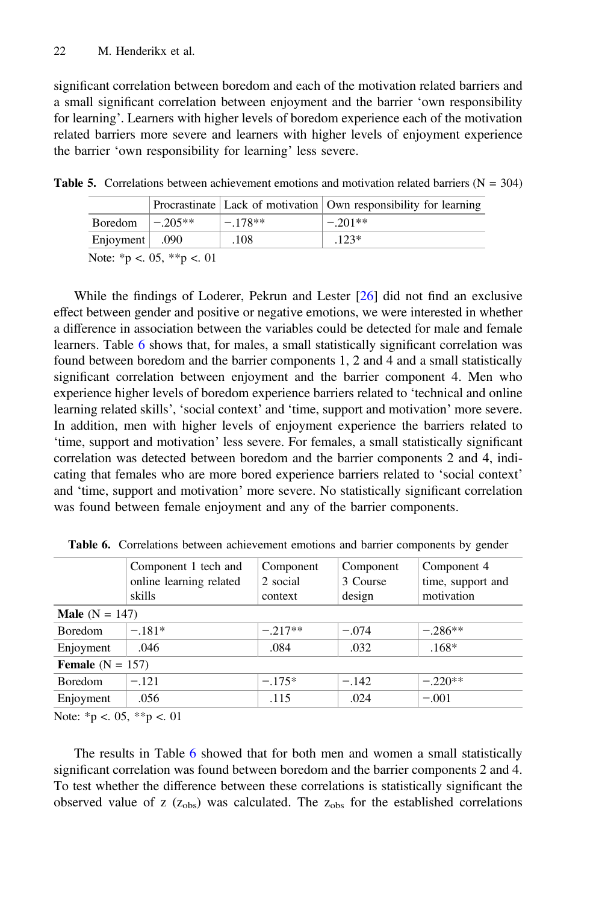significant correlation between boredom and each of the motivation related barriers and a small significant correlation between enjoyment and the barrier 'own responsibility for learning'. Learners with higher levels of boredom experience each of the motivation related barriers more severe and learners with higher levels of enjoyment experience the barrier 'own responsibility for learning' less severe.

**Table 5.** Correlations between achievement emotions and motivation related barriers (N = 304)

| | Procrastinate | Lack of motivation | Own responsibility for learning |
|---|---|---|---|
| Boredom | −.205** | −.178** | −.201** |
| Enjoyment | .090 | .108 | .123* |

Note: *p <. 05, **p <. 01

While the findings of Loderer, Pekrun and Lester [26] did not find an exclusive effect between gender and positive or negative emotions, we were interested in whether a difference in association between the variables could be detected for male and female learners. Table 6 shows that, for males, a small statistically significant correlation was found between boredom and the barrier components 1, 2 and 4 and a small statistically significant correlation between enjoyment and the barrier component 4. Men who experience higher levels of boredom experience barriers related to 'technical and online learning related skills', 'social context' and 'time, support and motivation' more severe. In addition, men with higher levels of enjoyment experience the barriers related to 'time, support and motivation' less severe. For females, a small statistically significant correlation was detected between boredom and the barrier components 2 and 4, indicating that females who are more bored experience barriers related to 'social context' and 'time, support and motivation' more severe. No statistically significant correlation was found between female enjoyment and any of the barrier components.

**Table 6.** Correlations between achievement emotions and barrier components by gender

| | Component 1 tech and online learning related skills | Component 2 social context | Component 3 Course design | Component 4 time, support and motivation |
|---|---|---|---|---|
| **Male** (N = 147) | | | | |
| Boredom | −.181* | −.217** | −.074 | −.286** |
| Enjoyment | .046 | .084 | .032 | .168* |
| **Female** (N = 157) | | | | |
| Boredom | −.121 | −.175* | −.142 | −.220** |
| Enjoyment | .056 | .115 | .024 | −.001 |

Note: *p <. 05, **p <. 01

The results in Table 6 showed that for both men and women a small statistically significant correlation was found between boredom and the barrier components 2 and 4. To test whether the difference between these correlations is statistically significant the observed value of z ($z_{obs}$) was calculated. The $z_{obs}$ for the established correlations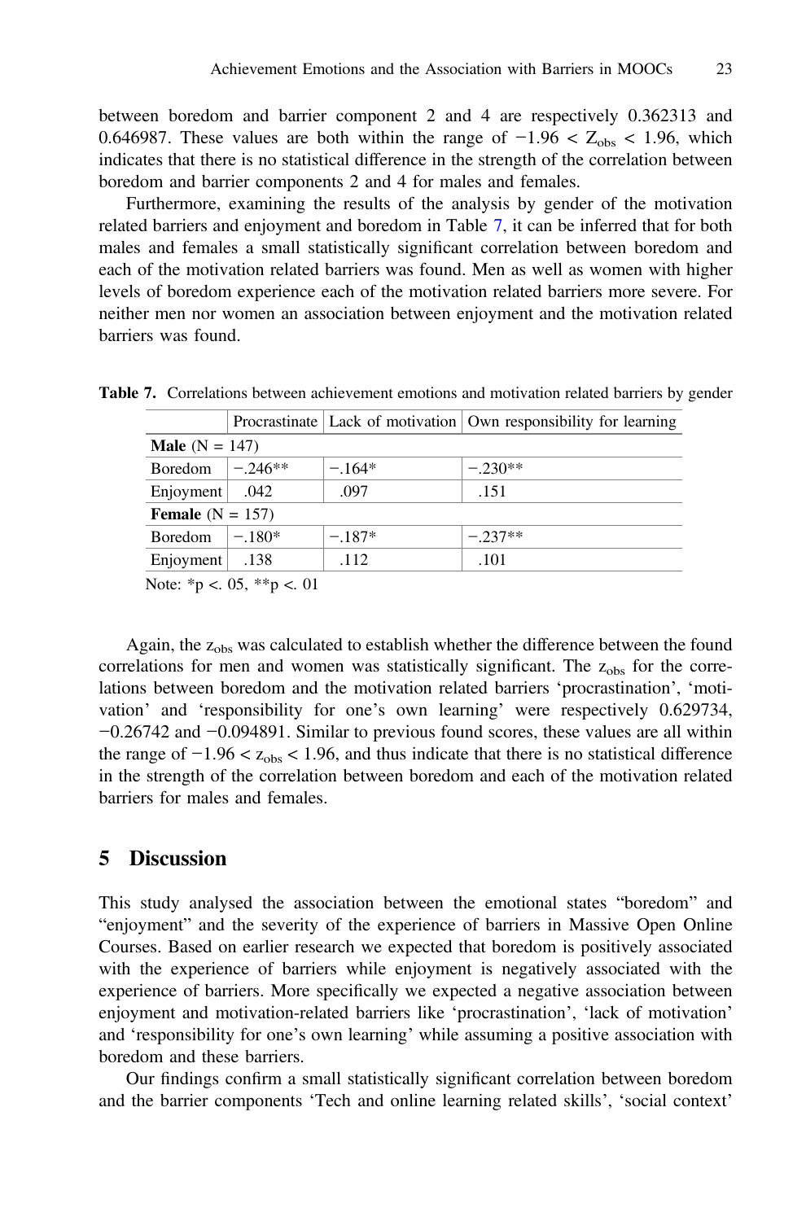between boredom and barrier component 2 and 4 are respectively 0.362313 and 0.646987. These values are both within the range of $-1.96 < Z_{obs} < 1.96$, which indicates that there is no statistical difference in the strength of the correlation between boredom and barrier components 2 and 4 for males and females.

Furthermore, examining the results of the analysis by gender of the motivation related barriers and enjoyment and boredom in Table 7, it can be inferred that for both males and females a small statistically significant correlation between boredom and each of the motivation related barriers was found. Men as well as women with higher levels of boredom experience each of the motivation related barriers more severe. For neither men nor women an association between enjoyment and the motivation related barriers was found.

**Table 7.** Correlations between achievement emotions and motivation related barriers by gender

| | Procrastinate | Lack of motivation | Own responsibility for learning |
|---|---|---|---|
| **Male** (N = 147) | | | |
| Boredom | −.246** | −.164* | −.230** |
| Enjoyment | .042 | .097 | .151 |
| **Female** (N = 157) | | | |
| Boredom | −.180* | −.187* | −.237** |
| Enjoyment | .138 | .112 | .101 |

Note: *p <. 05, **p <. 01

Again, the $z_{obs}$ was calculated to establish whether the difference between the found correlations for men and women was statistically significant. The $z_{obs}$ for the correlations between boredom and the motivation related barriers 'procrastination', 'motivation' and 'responsibility for one's own learning' were respectively 0.629734, −0.26742 and −0.094891. Similar to previous found scores, these values are all within the range of $-1.96 < z_{obs} < 1.96$, and thus indicate that there is no statistical difference in the strength of the correlation between boredom and each of the motivation related barriers for males and females.

## 5 Discussion

This study analysed the association between the emotional states "boredom" and "enjoyment" and the severity of the experience of barriers in Massive Open Online Courses. Based on earlier research we expected that boredom is positively associated with the experience of barriers while enjoyment is negatively associated with the experience of barriers. More specifically we expected a negative association between enjoyment and motivation-related barriers like 'procrastination', 'lack of motivation' and 'responsibility for one's own learning' while assuming a positive association with boredom and these barriers.

Our findings confirm a small statistically significant correlation between boredom and the barrier components 'Tech and online learning related skills', 'social context'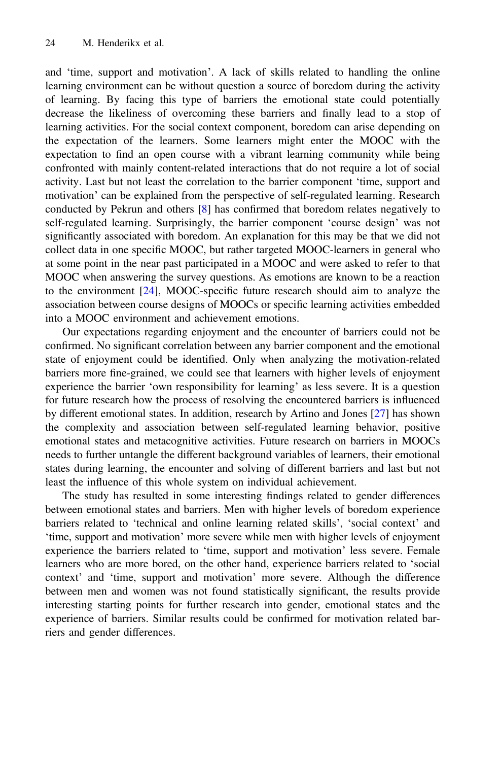and 'time, support and motivation'. A lack of skills related to handling the online learning environment can be without question a source of boredom during the activity of learning. By facing this type of barriers the emotional state could potentially decrease the likeliness of overcoming these barriers and finally lead to a stop of learning activities. For the social context component, boredom can arise depending on the expectation of the learners. Some learners might enter the MOOC with the expectation to find an open course with a vibrant learning community while being confronted with mainly content-related interactions that do not require a lot of social activity. Last but not least the correlation to the barrier component 'time, support and motivation' can be explained from the perspective of self-regulated learning. Research conducted by Pekrun and others [8] has confirmed that boredom relates negatively to self-regulated learning. Surprisingly, the barrier component 'course design' was not significantly associated with boredom. An explanation for this may be that we did not collect data in one specific MOOC, but rather targeted MOOC-learners in general who at some point in the near past participated in a MOOC and were asked to refer to that MOOC when answering the survey questions. As emotions are known to be a reaction to the environment [24], MOOC-specific future research should aim to analyze the association between course designs of MOOCs or specific learning activities embedded into a MOOC environment and achievement emotions.

Our expectations regarding enjoyment and the encounter of barriers could not be confirmed. No significant correlation between any barrier component and the emotional state of enjoyment could be identified. Only when analyzing the motivation-related barriers more fine-grained, we could see that learners with higher levels of enjoyment experience the barrier 'own responsibility for learning' as less severe. It is a question for future research how the process of resolving the encountered barriers is influenced by different emotional states. In addition, research by Artino and Jones [27] has shown the complexity and association between self-regulated learning behavior, positive emotional states and metacognitive activities. Future research on barriers in MOOCs needs to further untangle the different background variables of learners, their emotional states during learning, the encounter and solving of different barriers and last but not least the influence of this whole system on individual achievement.

The study has resulted in some interesting findings related to gender differences between emotional states and barriers. Men with higher levels of boredom experience barriers related to 'technical and online learning related skills', 'social context' and 'time, support and motivation' more severe while men with higher levels of enjoyment experience the barriers related to 'time, support and motivation' less severe. Female learners who are more bored, on the other hand, experience barriers related to 'social context' and 'time, support and motivation' more severe. Although the difference between men and women was not found statistically significant, the results provide interesting starting points for further research into gender, emotional states and the experience of barriers. Similar results could be confirmed for motivation related barriers and gender differences.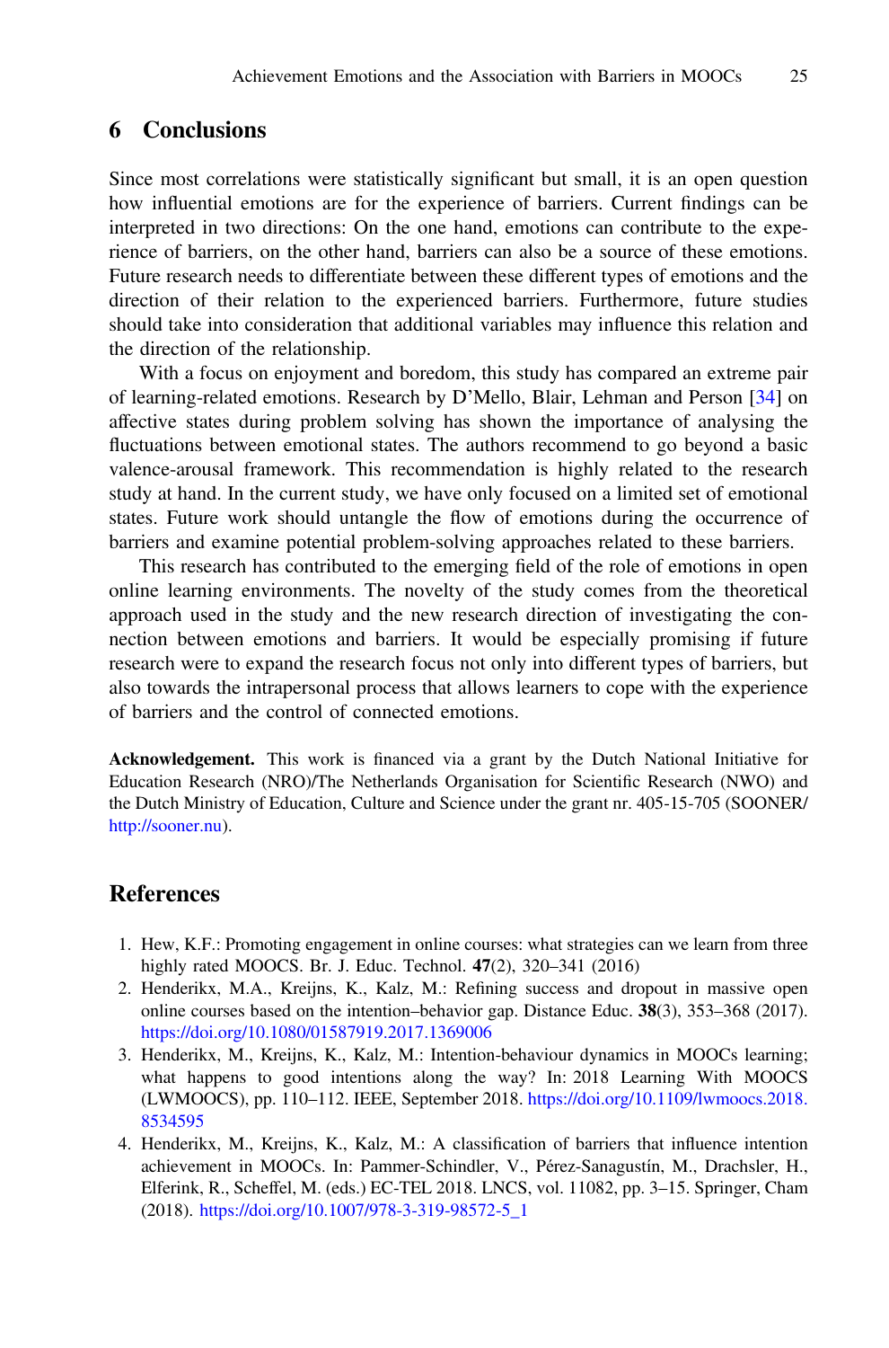## 6 Conclusions

Since most correlations were statistically significant but small, it is an open question how influential emotions are for the experience of barriers. Current findings can be interpreted in two directions: On the one hand, emotions can contribute to the experience of barriers, on the other hand, barriers can also be a source of these emotions. Future research needs to differentiate between these different types of emotions and the direction of their relation to the experienced barriers. Furthermore, future studies should take into consideration that additional variables may influence this relation and the direction of the relationship.

With a focus on enjoyment and boredom, this study has compared an extreme pair of learning-related emotions. Research by D'Mello, Blair, Lehman and Person [34] on affective states during problem solving has shown the importance of analysing the fluctuations between emotional states. The authors recommend to go beyond a basic valence-arousal framework. This recommendation is highly related to the research study at hand. In the current study, we have only focused on a limited set of emotional states. Future work should untangle the flow of emotions during the occurrence of barriers and examine potential problem-solving approaches related to these barriers.

This research has contributed to the emerging field of the role of emotions in open online learning environments. The novelty of the study comes from the theoretical approach used in the study and the new research direction of investigating the connection between emotions and barriers. It would be especially promising if future research were to expand the research focus not only into different types of barriers, but also towards the intrapersonal process that allows learners to cope with the experience of barriers and the control of connected emotions.

**Acknowledgement.** This work is financed via a grant by the Dutch National Initiative for Education Research (NRO)/The Netherlands Organisation for Scientific Research (NWO) and the Dutch Ministry of Education, Culture and Science under the grant nr. 405-15-705 (SOONER/http://sooner.nu).

## References

1. Hew, K.F.: Promoting engagement in online courses: what strategies can we learn from three highly rated MOOCS. Br. J. Educ. Technol. **47**(2), 320–341 (2016)
2. Henderikx, M.A., Kreijns, K., Kalz, M.: Refining success and dropout in massive open online courses based on the intention–behavior gap. Distance Educ. **38**(3), 353–368 (2017). https://doi.org/10.1080/01587919.2017.1369006
3. Henderikx, M., Kreijns, K., Kalz, M.: Intention-behaviour dynamics in MOOCs learning; what happens to good intentions along the way? In: 2018 Learning With MOOCS (LWMOOCS), pp. 110–112. IEEE, September 2018. https://doi.org/10.1109/lwmoocs.2018.8534595
4. Henderikx, M., Kreijns, K., Kalz, M.: A classification of barriers that influence intention achievement in MOOCs. In: Pammer-Schindler, V., Pérez-Sanagustín, M., Drachsler, H., Elferink, R., Scheffel, M. (eds.) EC-TEL 2018. LNCS, vol. 11082, pp. 3–15. Springer, Cham (2018). https://doi.org/10.1007/978-3-319-98572-5_1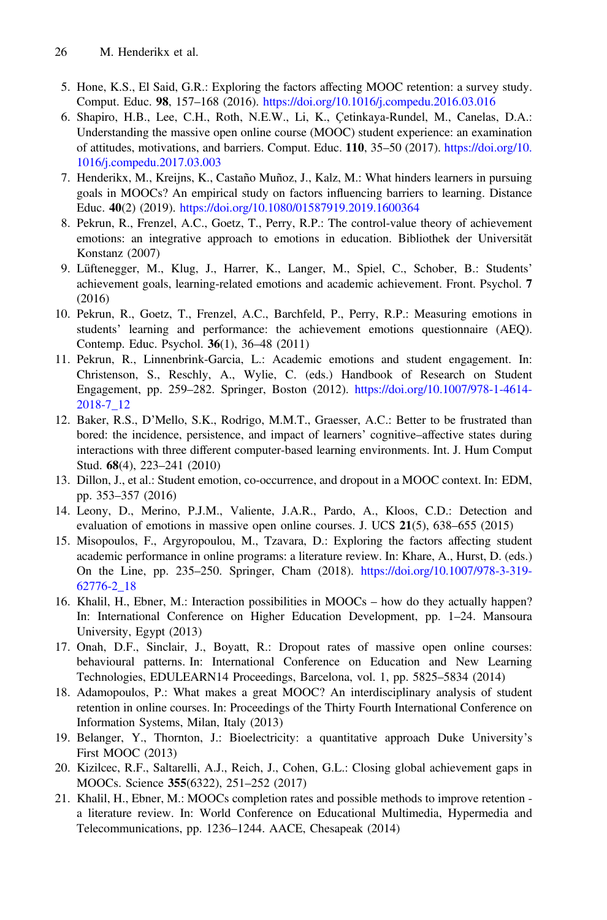5. Hone, K.S., El Said, G.R.: Exploring the factors affecting MOOC retention: a survey study. Comput. Educ. **98**, 157–168 (2016). https://doi.org/10.1016/j.compedu.2016.03.016
6. Shapiro, H.B., Lee, C.H., Roth, N.E.W., Li, K., Çetinkaya-Rundel, M., Canelas, D.A.: Understanding the massive open online course (MOOC) student experience: an examination of attitudes, motivations, and barriers. Comput. Educ. **110**, 35–50 (2017). https://doi.org/10.1016/j.compedu.2017.03.003
7. Henderikx, M., Kreijns, K., Castaño Muñoz, J., Kalz, M.: What hinders learners in pursuing goals in MOOCs? An empirical study on factors influencing barriers to learning. Distance Educ. **40**(2) (2019). https://doi.org/10.1080/01587919.2019.1600364
8. Pekrun, R., Frenzel, A.C., Goetz, T., Perry, R.P.: The control-value theory of achievement emotions: an integrative approach to emotions in education. Bibliothek der Universität Konstanz (2007)
9. Lüftenegger, M., Klug, J., Harrer, K., Langer, M., Spiel, C., Schober, B.: Students' achievement goals, learning-related emotions and academic achievement. Front. Psychol. **7** (2016)
10. Pekrun, R., Goetz, T., Frenzel, A.C., Barchfeld, P., Perry, R.P.: Measuring emotions in students' learning and performance: the achievement emotions questionnaire (AEQ). Contemp. Educ. Psychol. **36**(1), 36–48 (2011)
11. Pekrun, R., Linnenbrink-Garcia, L.: Academic emotions and student engagement. In: Christenson, S., Reschly, A., Wylie, C. (eds.) Handbook of Research on Student Engagement, pp. 259–282. Springer, Boston (2012). https://doi.org/10.1007/978-1-4614-2018-7_12
12. Baker, R.S., D'Mello, S.K., Rodrigo, M.M.T., Graesser, A.C.: Better to be frustrated than bored: the incidence, persistence, and impact of learners' cognitive–affective states during interactions with three different computer-based learning environments. Int. J. Hum Comput Stud. **68**(4), 223–241 (2010)
13. Dillon, J., et al.: Student emotion, co-occurrence, and dropout in a MOOC context. In: EDM, pp. 353–357 (2016)
14. Leony, D., Merino, P.J.M., Valiente, J.A.R., Pardo, A., Kloos, C.D.: Detection and evaluation of emotions in massive open online courses. J. UCS **21**(5), 638–655 (2015)
15. Misopoulos, F., Argyropoulou, M., Tzavara, D.: Exploring the factors affecting student academic performance in online programs: a literature review. In: Khare, A., Hurst, D. (eds.) On the Line, pp. 235–250. Springer, Cham (2018). https://doi.org/10.1007/978-3-319-62776-2_18
16. Khalil, H., Ebner, M.: Interaction possibilities in MOOCs – how do they actually happen? In: International Conference on Higher Education Development, pp. 1–24. Mansoura University, Egypt (2013)
17. Onah, D.F., Sinclair, J., Boyatt, R.: Dropout rates of massive open online courses: behavioural patterns. In: International Conference on Education and New Learning Technologies, EDULEARN14 Proceedings, Barcelona, vol. 1, pp. 5825–5834 (2014)
18. Adamopoulos, P.: What makes a great MOOC? An interdisciplinary analysis of student retention in online courses. In: Proceedings of the Thirty Fourth International Conference on Information Systems, Milan, Italy (2013)
19. Belanger, Y., Thornton, J.: Bioelectricity: a quantitative approach Duke University's First MOOC (2013)
20. Kizilcec, R.F., Saltarelli, A.J., Reich, J., Cohen, G.L.: Closing global achievement gaps in MOOCs. Science **355**(6322), 251–252 (2017)
21. Khalil, H., Ebner, M.: MOOCs completion rates and possible methods to improve retention - a literature review. In: World Conference on Educational Multimedia, Hypermedia and Telecommunications, pp. 1236–1244. AACE, Chesapeak (2014)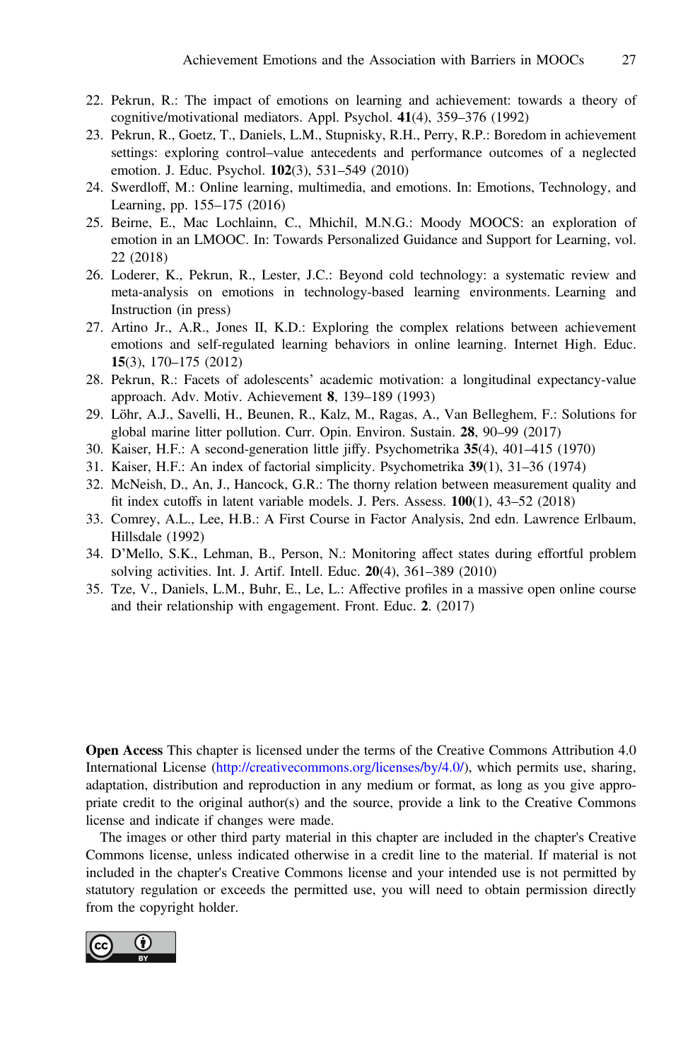22. Pekrun, R.: The impact of emotions on learning and achievement: towards a theory of cognitive/motivational mediators. Appl. Psychol. **41**(4), 359–376 (1992)
23. Pekrun, R., Goetz, T., Daniels, L.M., Stupnisky, R.H., Perry, R.P.: Boredom in achievement settings: exploring control–value antecedents and performance outcomes of a neglected emotion. J. Educ. Psychol. **102**(3), 531–549 (2010)
24. Swerdloff, M.: Online learning, multimedia, and emotions. In: Emotions, Technology, and Learning, pp. 155–175 (2016)
25. Beirne, E., Mac Lochlainn, C., Mhichíl, M.N.G.: Moody MOOCS: an exploration of emotion in an LMOOC. In: Towards Personalized Guidance and Support for Learning, vol. 22 (2018)
26. Loderer, K., Pekrun, R., Lester, J.C.: Beyond cold technology: a systematic review and meta-analysis on emotions in technology-based learning environments. Learning and Instruction (in press)
27. Artino Jr., A.R., Jones II, K.D.: Exploring the complex relations between achievement emotions and self-regulated learning behaviors in online learning. Internet High. Educ. **15**(3), 170–175 (2012)
28. Pekrun, R.: Facets of adolescents' academic motivation: a longitudinal expectancy-value approach. Adv. Motiv. Achievement **8**, 139–189 (1993)
29. Löhr, A.J., Savelli, H., Beunen, R., Kalz, M., Ragas, A., Van Belleghem, F.: Solutions for global marine litter pollution. Curr. Opin. Environ. Sustain. **28**, 90–99 (2017)
30. Kaiser, H.F.: A second-generation little jiffy. Psychometrika **35**(4), 401–415 (1970)
31. Kaiser, H.F.: An index of factorial simplicity. Psychometrika **39**(1), 31–36 (1974)
32. McNeish, D., An, J., Hancock, G.R.: The thorny relation between measurement quality and fit index cutoffs in latent variable models. J. Pers. Assess. **100**(1), 43–52 (2018)
33. Comrey, A.L., Lee, H.B.: A First Course in Factor Analysis, 2nd edn. Lawrence Erlbaum, Hillsdale (1992)
34. D'Mello, S.K., Lehman, B., Person, N.: Monitoring affect states during effortful problem solving activities. Int. J. Artif. Intell. Educ. **20**(4), 361–389 (2010)
35. Tze, V., Daniels, L.M., Buhr, E., Le, L.: Affective profiles in a massive open online course and their relationship with engagement. Front. Educ. **2**. (2017)

**Open Access** This chapter is licensed under the terms of the Creative Commons Attribution 4.0 International License (http://creativecommons.org/licenses/by/4.0/), which permits use, sharing, adaptation, distribution and reproduction in any medium or format, as long as you give appropriate credit to the original author(s) and the source, provide a link to the Creative Commons license and indicate if changes were made.

The images or other third party material in this chapter are included in the chapter's Creative Commons license, unless indicated otherwise in a credit line to the material. If material is not included in the chapter's Creative Commons license and your intended use is not permitted by statutory regulation or exceeds the permitted use, you will need to obtain permission directly from the copyright holder.